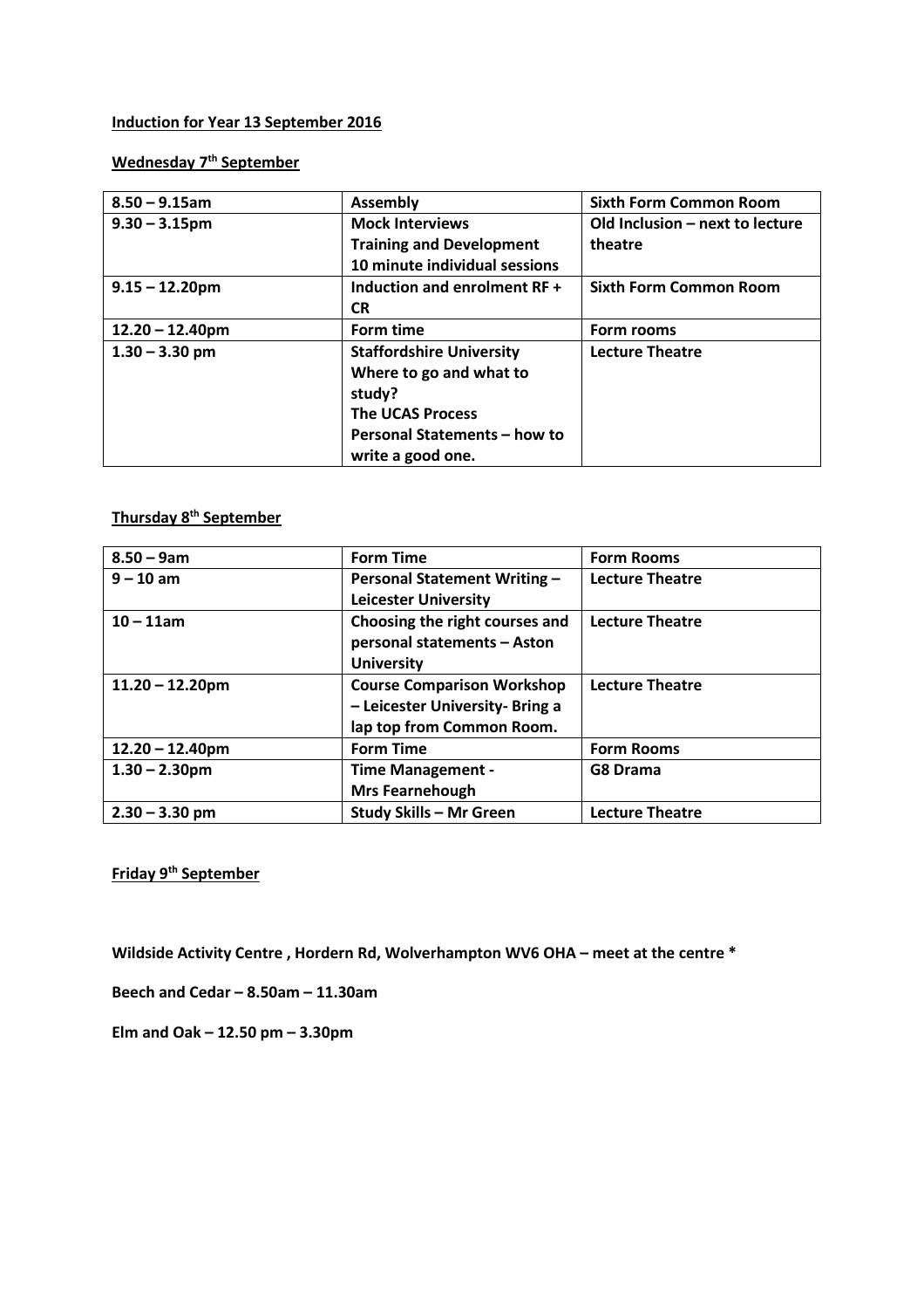**Induction for Year 13 September 2016**

**Wednesday 7th September**

| 8.50 – 9.15am | Assembly | Sixth Form Common Room |
|---|---|---|
| 9.30 – 3.15pm | Mock Interviews<br>Training and Development<br>10 minute individual sessions | Old Inclusion – next to lecture theatre |
| 9.15 – 12.20pm | Induction and enrolment RF + CR | Sixth Form Common Room |
| 12.20 – 12.40pm | Form time | Form rooms |
| 1.30 – 3.30 pm | Staffordshire University<br>Where to go and what to study?<br>The UCAS Process<br>Personal Statements – how to write a good one. | Lecture Theatre |

**Thursday 8th September**

| 8.50 – 9am | Form Time | Form Rooms |
|---|---|---|
| 9 – 10 am | Personal Statement Writing – Leicester University | Lecture Theatre |
| 10 – 11am | Choosing the right courses and personal statements – Aston University | Lecture Theatre |
| 11.20 – 12.20pm | Course Comparison Workshop – Leicester University- Bring a lap top from Common Room. | Lecture Theatre |
| 12.20 – 12.40pm | Form Time | Form Rooms |
| 1.30 – 2.30pm | Time Management -<br>Mrs Fearnehough | G8 Drama |
| 2.30 – 3.30 pm | Study Skills – Mr Green | Lecture Theatre |

**Friday 9th September**

**Wildside Activity Centre , Hordern Rd, Wolverhampton WV6 OHA – meet at the centre ***

**Beech and Cedar – 8.50am – 11.30am**

**Elm and Oak – 12.50 pm – 3.30pm**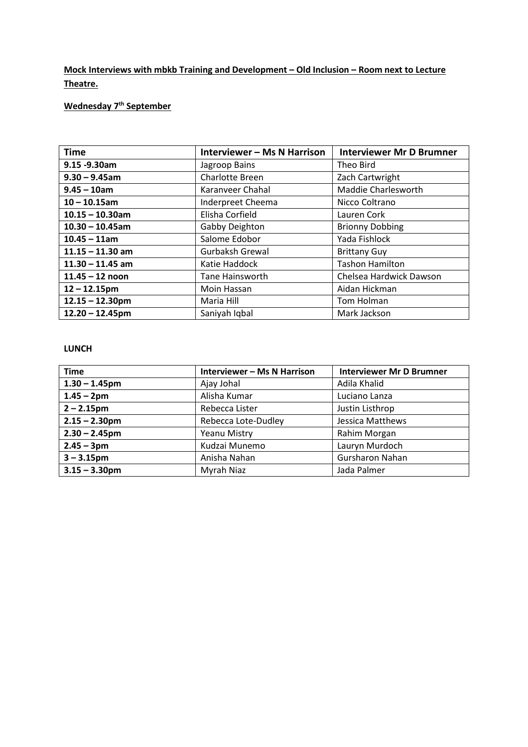**Mock Interviews with mbkb Training and Development – Old Inclusion – Room next to Lecture Theatre.**

**Wednesday 7th September**

| Time | Interviewer – Ms N Harrison | Interviewer Mr D Brumner |
|---|---|---|
| 9.15 -9.30am | Jagroop Bains | Theo Bird |
| 9.30 – 9.45am | Charlotte Breen | Zach Cartwright |
| 9.45 – 10am | Karanveer Chahal | Maddie Charlesworth |
| 10 – 10.15am | Inderpreet Cheema | Nicco Coltrano |
| 10.15 – 10.30am | Elisha Corfield | Lauren Cork |
| 10.30 – 10.45am | Gabby Deighton | Brionny Dobbing |
| 10.45 – 11am | Salome Edobor | Yada Fishlock |
| 11.15 – 11.30 am | Gurbaksh Grewal | Brittany Guy |
| 11.30 – 11.45 am | Katie Haddock | Tashon Hamilton |
| 11.45 – 12 noon | Tane Hainsworth | Chelsea Hardwick Dawson |
| 12 – 12.15pm | Moin Hassan | Aidan Hickman |
| 12.15 – 12.30pm | Maria Hill | Tom Holman |
| 12.20 – 12.45pm | Saniyah Iqbal | Mark Jackson |

**LUNCH**

| Time | Interviewer – Ms N Harrison | Interviewer Mr D Brumner |
|---|---|---|
| 1.30 – 1.45pm | Ajay Johal | Adila Khalid |
| 1.45 – 2pm | Alisha Kumar | Luciano Lanza |
| 2 – 2.15pm | Rebecca Lister | Justin Listhrop |
| 2.15 – 2.30pm | Rebecca Lote-Dudley | Jessica Matthews |
| 2.30 – 2.45pm | Yeanu Mistry | Rahim Morgan |
| 2.45 – 3pm | Kudzai Munemo | Lauryn Murdoch |
| 3 – 3.15pm | Anisha Nahan | Gursharon Nahan |
| 3.15 – 3.30pm | Myrah Niaz | Jada Palmer |